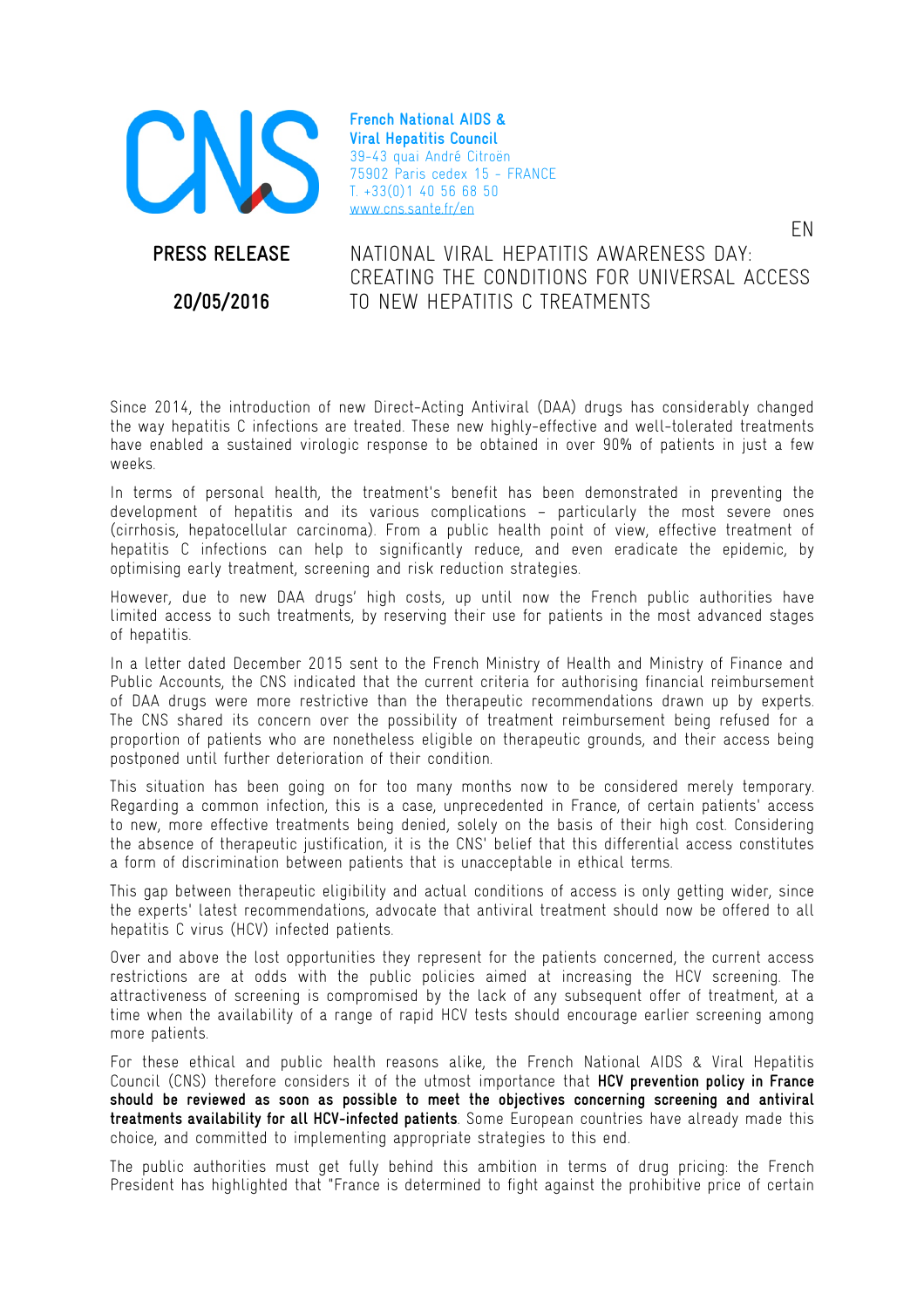**French National AIDS & Viral Hepatitis Council**
39-43 quai André Citroën
75902 Paris cedex 15 - FRANCE
T. +33(0)1 40 56 68 50
www.cns.sante.fr/en

EN

**PRESS RELEASE**

**20/05/2016**

# NATIONAL VIRAL HEPATITIS AWARENESS DAY: CREATING THE CONDITIONS FOR UNIVERSAL ACCESS TO NEW HEPATITIS C TREATMENTS

Since 2014, the introduction of new Direct-Acting Antiviral (DAA) drugs has considerably changed the way hepatitis C infections are treated. These new highly-effective and well-tolerated treatments have enabled a sustained virologic response to be obtained in over 90% of patients in just a few weeks.

In terms of personal health, the treatment's benefit has been demonstrated in preventing the development of hepatitis and its various complications – particularly the most severe ones (cirrhosis, hepatocellular carcinoma). From a public health point of view, effective treatment of hepatitis C infections can help to significantly reduce, and even eradicate the epidemic, by optimising early treatment, screening and risk reduction strategies.

However, due to new DAA drugs' high costs, up until now the French public authorities have limited access to such treatments, by reserving their use for patients in the most advanced stages of hepatitis.

In a letter dated December 2015 sent to the French Ministry of Health and Ministry of Finance and Public Accounts, the CNS indicated that the current criteria for authorising financial reimbursement of DAA drugs were more restrictive than the therapeutic recommendations drawn up by experts. The CNS shared its concern over the possibility of treatment reimbursement being refused for a proportion of patients who are nonetheless eligible on therapeutic grounds, and their access being postponed until further deterioration of their condition.

This situation has been going on for too many months now to be considered merely temporary. Regarding a common infection, this is a case, unprecedented in France, of certain patients' access to new, more effective treatments being denied, solely on the basis of their high cost. Considering the absence of therapeutic justification, it is the CNS' belief that this differential access constitutes a form of discrimination between patients that is unacceptable in ethical terms.

This gap between therapeutic eligibility and actual conditions of access is only getting wider, since the experts' latest recommendations, advocate that antiviral treatment should now be offered to all hepatitis C virus (HCV) infected patients.

Over and above the lost opportunities they represent for the patients concerned, the current access restrictions are at odds with the public policies aimed at increasing the HCV screening. The attractiveness of screening is compromised by the lack of any subsequent offer of treatment, at a time when the availability of a range of rapid HCV tests should encourage earlier screening among more patients.

For these ethical and public health reasons alike, the French National AIDS & Viral Hepatitis Council (CNS) therefore considers it of the utmost importance that **HCV prevention policy in France should be reviewed as soon as possible to meet the objectives concerning screening and antiviral treatments availability for all HCV-infected patients**. Some European countries have already made this choice, and committed to implementing appropriate strategies to this end.

The public authorities must get fully behind this ambition in terms of drug pricing: the French President has highlighted that "France is determined to fight against the prohibitive price of certain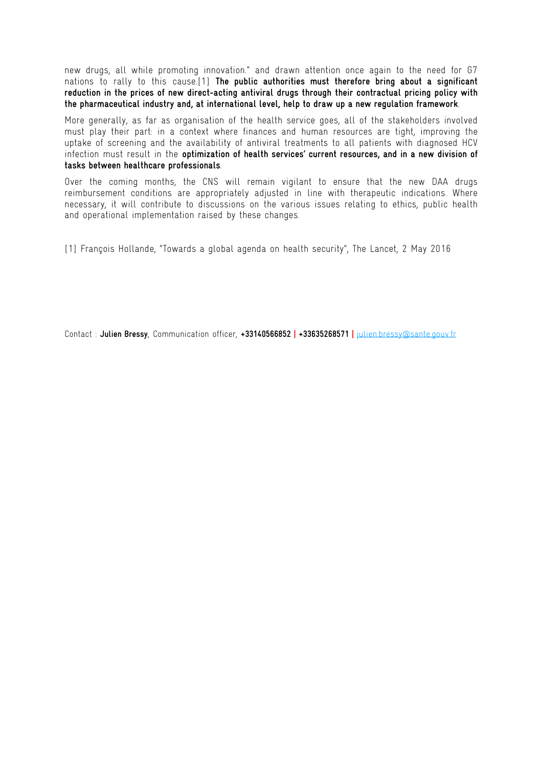new drugs, all while promoting innovation." and drawn attention once again to the need for G7 nations to rally to this cause.[1] **The public authorities must therefore bring about a significant reduction in the prices of new direct-acting antiviral drugs through their contractual pricing policy with the pharmaceutical industry and, at international level, help to draw up a new regulation framework**.

More generally, as far as organisation of the health service goes, all of the stakeholders involved must play their part: in a context where finances and human resources are tight, improving the uptake of screening and the availability of antiviral treatments to all patients with diagnosed HCV infection must result in the **optimization of health services' current resources, and in a new division of tasks between healthcare professionals**.

Over the coming months, the CNS will remain vigilant to ensure that the new DAA drugs reimbursement conditions are appropriately adjusted in line with therapeutic indications. Where necessary, it will contribute to discussions on the various issues relating to ethics, public health and operational implementation raised by these changes.

[1] François Hollande, "Towards a global agenda on health security", The Lancet, 2 May 2016

Contact : **Julien Bressy**, Communication officer, **+33140566852** | **+33635268571** | julien.bressy@sante.gouv.fr